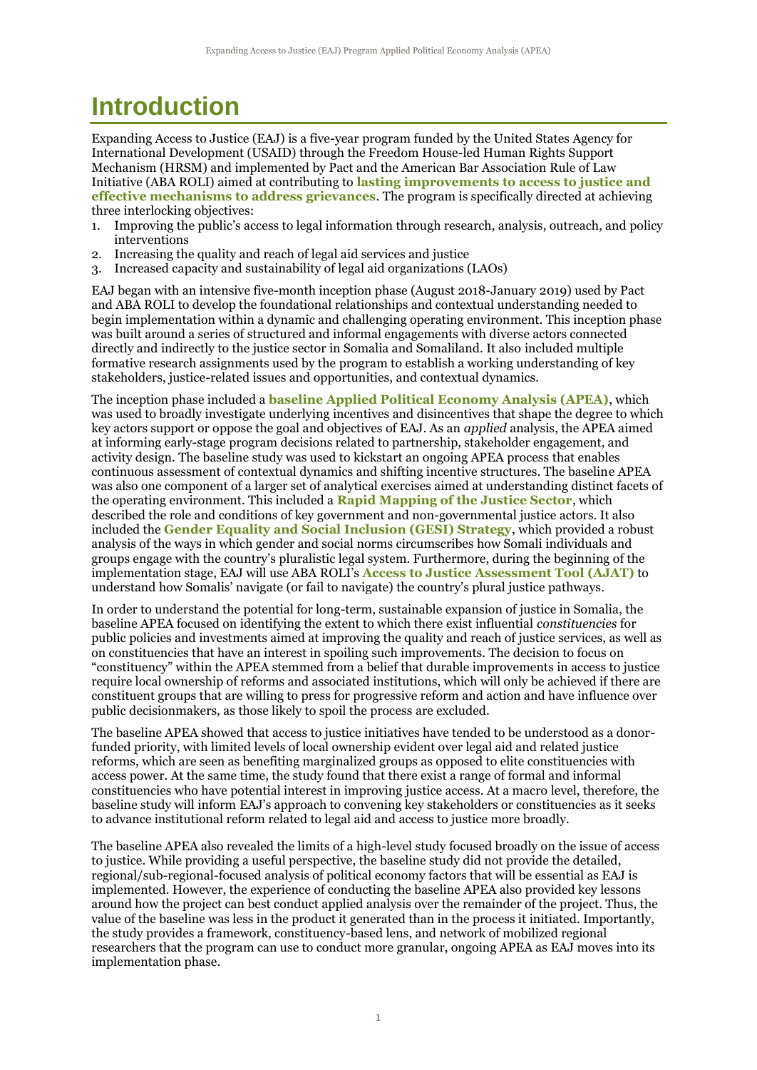# Introduction

Expanding Access to Justice (EAJ) is a five-year program funded by the United States Agency for International Development (USAID) through the Freedom House-led Human Rights Support Mechanism (HRSM) and implemented by Pact and the American Bar Association Rule of Law Initiative (ABA ROLI) aimed at contributing to **lasting improvements to access to justice and effective mechanisms to address grievances**. The program is specifically directed at achieving three interlocking objectives:

1. Improving the public's access to legal information through research, analysis, outreach, and policy interventions
2. Increasing the quality and reach of legal aid services and justice
3. Increased capacity and sustainability of legal aid organizations (LAOs)

EAJ began with an intensive five-month inception phase (August 2018-January 2019) used by Pact and ABA ROLI to develop the foundational relationships and contextual understanding needed to begin implementation within a dynamic and challenging operating environment. This inception phase was built around a series of structured and informal engagements with diverse actors connected directly and indirectly to the justice sector in Somalia and Somaliland. It also included multiple formative research assignments used by the program to establish a working understanding of key stakeholders, justice-related issues and opportunities, and contextual dynamics.

The inception phase included a **baseline Applied Political Economy Analysis (APEA)**, which was used to broadly investigate underlying incentives and disincentives that shape the degree to which key actors support or oppose the goal and objectives of EAJ. As an *applied* analysis, the APEA aimed at informing early-stage program decisions related to partnership, stakeholder engagement, and activity design. The baseline study was used to kickstart an ongoing APEA process that enables continuous assessment of contextual dynamics and shifting incentive structures. The baseline APEA was also one component of a larger set of analytical exercises aimed at understanding distinct facets of the operating environment. This included a **Rapid Mapping of the Justice Sector**, which described the role and conditions of key government and non-governmental justice actors. It also included the **Gender Equality and Social Inclusion (GESI) Strategy**, which provided a robust analysis of the ways in which gender and social norms circumscribes how Somali individuals and groups engage with the country's pluralistic legal system. Furthermore, during the beginning of the implementation stage, EAJ will use ABA ROLI's **Access to Justice Assessment Tool (AJAT)** to understand how Somalis' navigate (or fail to navigate) the country's plural justice pathways.

In order to understand the potential for long-term, sustainable expansion of justice in Somalia, the baseline APEA focused on identifying the extent to which there exist influential *constituencies* for public policies and investments aimed at improving the quality and reach of justice services, as well as on constituencies that have an interest in spoiling such improvements. The decision to focus on "constituency" within the APEA stemmed from a belief that durable improvements in access to justice require local ownership of reforms and associated institutions, which will only be achieved if there are constituent groups that are willing to press for progressive reform and action and have influence over public decisionmakers, as those likely to spoil the process are excluded.

The baseline APEA showed that access to justice initiatives have tended to be understood as a donor-funded priority, with limited levels of local ownership evident over legal aid and related justice reforms, which are seen as benefiting marginalized groups as opposed to elite constituencies with access power. At the same time, the study found that there exist a range of formal and informal constituencies who have potential interest in improving justice access. At a macro level, therefore, the baseline study will inform EAJ's approach to convening key stakeholders or constituencies as it seeks to advance institutional reform related to legal aid and access to justice more broadly.

The baseline APEA also revealed the limits of a high-level study focused broadly on the issue of access to justice. While providing a useful perspective, the baseline study did not provide the detailed, regional/sub-regional-focused analysis of political economy factors that will be essential as EAJ is implemented. However, the experience of conducting the baseline APEA also provided key lessons around how the project can best conduct applied analysis over the remainder of the project. Thus, the value of the baseline was less in the product it generated than in the process it initiated. Importantly, the study provides a framework, constituency-based lens, and network of mobilized regional researchers that the program can use to conduct more granular, ongoing APEA as EAJ moves into its implementation phase.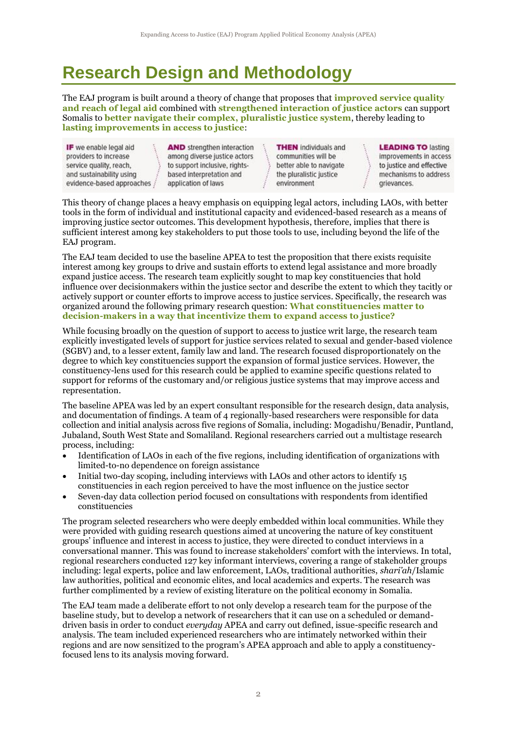# Research Design and Methodology

The EAJ program is built around a theory of change that proposes that **improved service quality and reach of legal aid** combined with **strengthened interaction of justice actors** can support Somalis to **better navigate their complex, pluralistic justice system**, thereby leading to **lasting improvements in access to justice**:

| | | | |
|---|---|---|---|
| **IF** we enable legal aid providers to increase service quality, reach, and sustainability using evidence-based approaches | **AND** strengthen interaction among diverse justice actors to support inclusive, rights-based interpretation and application of laws | **THEN** individuals and communities will be better able to navigate the pluralistic justice environment | **LEADING TO** lasting improvements in access to justice and effective mechanisms to address grievances. |

This theory of change places a heavy emphasis on equipping legal actors, including LAOs, with better tools in the form of individual and institutional capacity and evidenced-based research as a means of improving justice sector outcomes. This development hypothesis, therefore, implies that there is sufficient interest among key stakeholders to put those tools to use, including beyond the life of the EAJ program.

The EAJ team decided to use the baseline APEA to test the proposition that there exists requisite interest among key groups to drive and sustain efforts to extend legal assistance and more broadly expand justice access. The research team explicitly sought to map key constituencies that hold influence over decisionmakers within the justice sector and describe the extent to which they tacitly or actively support or counter efforts to improve access to justice services. Specifically, the research was organized around the following primary research question: **What constituencies matter to decision-makers in a way that incentivize them to expand access to justice?**

While focusing broadly on the question of support to access to justice writ large, the research team explicitly investigated levels of support for justice services related to sexual and gender-based violence (SGBV) and, to a lesser extent, family law and land. The research focused disproportionately on the degree to which key constituencies support the expansion of formal justice services. However, the constituency-lens used for this research could be applied to examine specific questions related to support for reforms of the customary and/or religious justice systems that may improve access and representation.

The baseline APEA was led by an expert consultant responsible for the research design, data analysis, and documentation of findings. A team of 4 regionally-based researchers were responsible for data collection and initial analysis across five regions of Somalia, including: Mogadishu/Benadir, Puntland, Jubaland, South West State and Somaliland. Regional researchers carried out a multistage research process, including:

- Identification of LAOs in each of the five regions, including identification of organizations with limited-to-no dependence on foreign assistance
- Initial two-day scoping, including interviews with LAOs and other actors to identify 15 constituencies in each region perceived to have the most influence on the justice sector
- Seven-day data collection period focused on consultations with respondents from identified constituencies

The program selected researchers who were deeply embedded within local communities. While they were provided with guiding research questions aimed at uncovering the nature of key constituent groups' influence and interest in access to justice, they were directed to conduct interviews in a conversational manner. This was found to increase stakeholders' comfort with the interviews. In total, regional researchers conducted 127 key informant interviews, covering a range of stakeholder groups including: legal experts, police and law enforcement, LAOs, traditional authorities, *shari'ah*/Islamic law authorities, political and economic elites, and local academics and experts. The research was further complimented by a review of existing literature on the political economy in Somalia.

The EAJ team made a deliberate effort to not only develop a research team for the purpose of the baseline study, but to develop a network of researchers that it can use on a scheduled or demand-driven basis in order to conduct *everyday* APEA and carry out defined, issue-specific research and analysis. The team included experienced researchers who are intimately networked within their regions and are now sensitized to the program's APEA approach and able to apply a constituency-focused lens to its analysis moving forward.